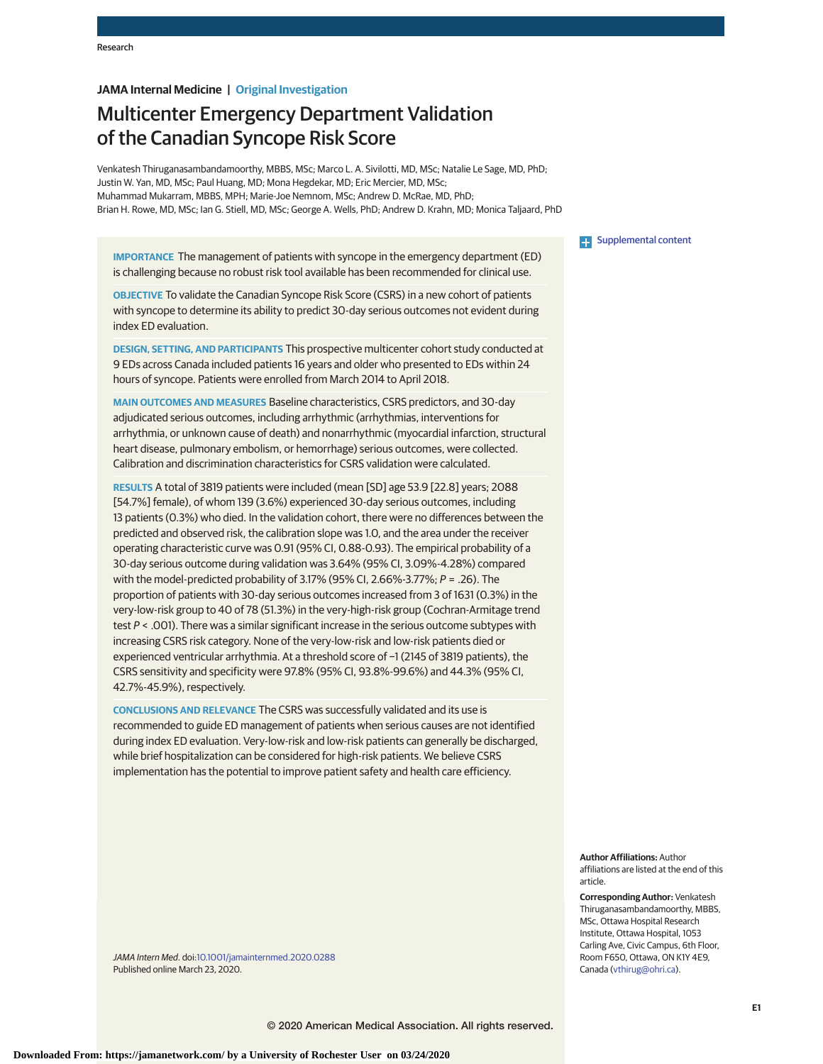JAMA Internal Medicine | Original Investigation

# Multicenter Emergency Department Validation of the Canadian Syncope Risk Score

Venkatesh Thiruganasambandamoorthy, MBBS, MSc; Marco L. A. Sivilotti, MD, MSc; Natalie Le Sage, MD, PhD; Justin W. Yan, MD, MSc; Paul Huang, MD; Mona Hegdekar, MD; Eric Mercier, MD, MSc; Muhammad Mukarram, MBBS, MPH; Marie-Joe Nemnom, MSc; Andrew D. McRae, MD, PhD; Brian H. Rowe, MD, MSc; Ian G. Stiell, MD, MSc; George A. Wells, PhD; Andrew D. Krahn, MD; Monica Taljaard, PhD

Supplemental content

**IMPORTANCE** The management of patients with syncope in the emergency department (ED) is challenging because no robust risk tool available has been recommended for clinical use.

**OBJECTIVE** To validate the Canadian Syncope Risk Score (CSRS) in a new cohort of patients with syncope to determine its ability to predict 30-day serious outcomes not evident during index ED evaluation.

**DESIGN, SETTING, AND PARTICIPANTS** This prospective multicenter cohort study conducted at 9 EDs across Canada included patients 16 years and older who presented to EDs within 24 hours of syncope. Patients were enrolled from March 2014 to April 2018.

**MAIN OUTCOMES AND MEASURES** Baseline characteristics, CSRS predictors, and 30-day adjudicated serious outcomes, including arrhythmic (arrhythmias, interventions for arrhythmia, or unknown cause of death) and nonarrhythmic (myocardial infarction, structural heart disease, pulmonary embolism, or hemorrhage) serious outcomes, were collected. Calibration and discrimination characteristics for CSRS validation were calculated.

**RESULTS** A total of 3819 patients were included (mean [SD] age 53.9 [22.8] years; 2088 [54.7%] female), of whom 139 (3.6%) experienced 30-day serious outcomes, including 13 patients (0.3%) who died. In the validation cohort, there were no differences between the predicted and observed risk, the calibration slope was 1.0, and the area under the receiver operating characteristic curve was 0.91 (95% CI, 0.88-0.93). The empirical probability of a 30-day serious outcome during validation was 3.64% (95% CI, 3.09%-4.28%) compared with the model-predicted probability of 3.17% (95% CI, 2.66%-3.77%; *P* = .26). The proportion of patients with 30-day serious outcomes increased from 3 of 1631 (0.3%) in the very-low-risk group to 40 of 78 (51.3%) in the very-high-risk group (Cochran-Armitage trend test *P* < .001). There was a similar significant increase in the serious outcome subtypes with increasing CSRS risk category. None of the very-low-risk and low-risk patients died or experienced ventricular arrhythmia. At a threshold score of −1 (2145 of 3819 patients), the CSRS sensitivity and specificity were 97.8% (95% CI, 93.8%-99.6%) and 44.3% (95% CI, 42.7%-45.9%), respectively.

**CONCLUSIONS AND RELEVANCE** The CSRS was successfully validated and its use is recommended to guide ED management of patients when serious causes are not identified during index ED evaluation. Very-low-risk and low-risk patients can generally be discharged, while brief hospitalization can be considered for high-risk patients. We believe CSRS implementation has the potential to improve patient safety and health care efficiency.

*JAMA Intern Med.* doi:10.1001/jamainternmed.2020.0288
Published online March 23, 2020.

**Author Affiliations:** Author affiliations are listed at the end of this article.

**Corresponding Author:** Venkatesh Thiruganasambandamoorthy, MBBS, MSc, Ottawa Hospital Research Institute, Ottawa Hospital, 1053 Carling Ave, Civic Campus, 6th Floor, Room F650, Ottawa, ON K1Y 4E9, Canada (vthirug@ohri.ca).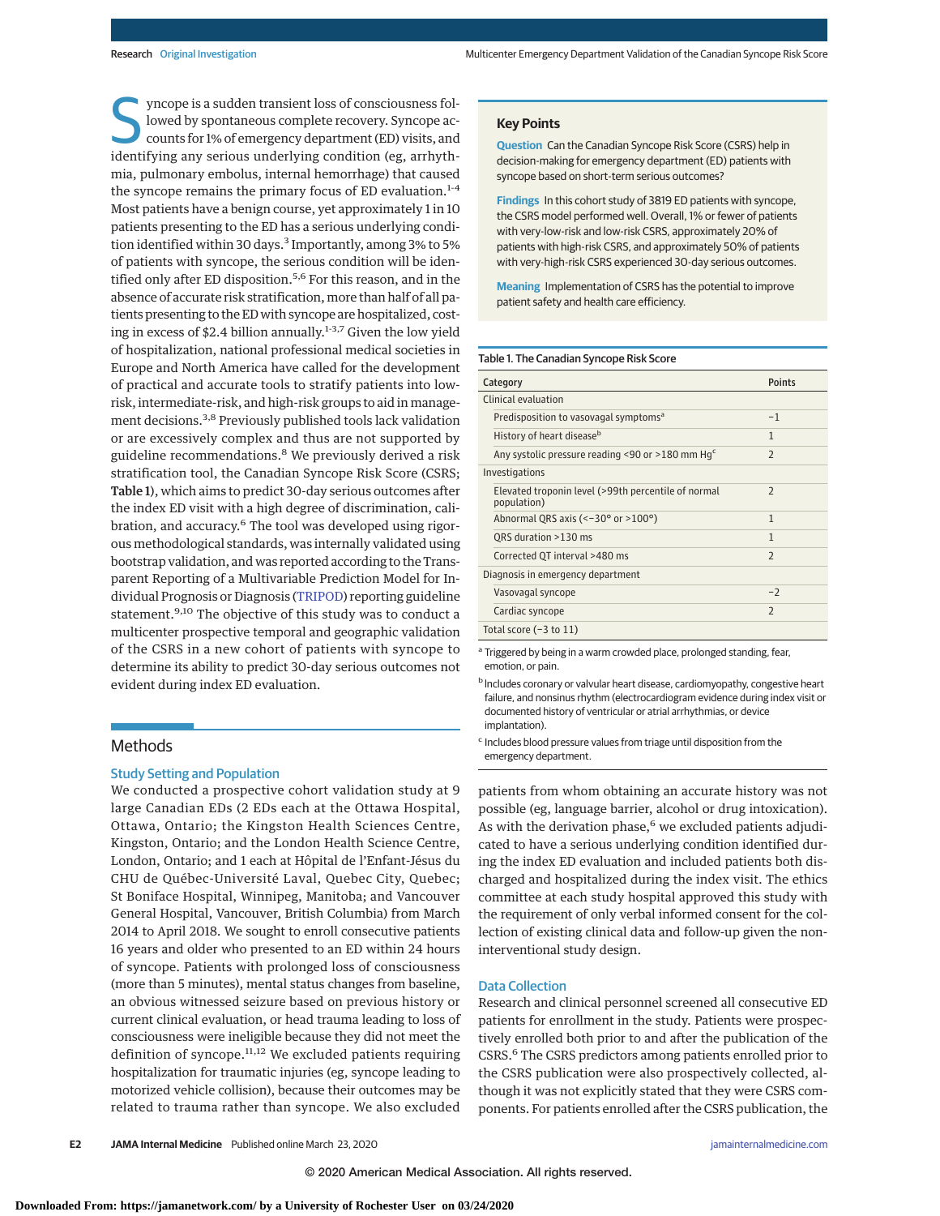Syncope is a sudden transient loss of consciousness followed by spontaneous complete recovery. Syncope accounts for 1% of emergency department (ED) visits, and identifying any serious underlying condition (eg, arrhythmia, pulmonary embolus, internal hemorrhage) that caused the syncope remains the primary focus of ED evaluation.[1-4] Most patients have a benign course, yet approximately 1 in 10 patients presenting to the ED has a serious underlying condition identified within 30 days.[3] Importantly, among 3% to 5% of patients with syncope, the serious condition will be identified only after ED disposition.[5,6] For this reason, and in the absence of accurate risk stratification, more than half of all patients presenting to the ED with syncope are hospitalized, costing in excess of \$2.4 billion annually.[1-3,7] Given the low yield of hospitalization, national professional medical societies in Europe and North America have called for the development of practical and accurate tools to stratify patients into low-risk, intermediate-risk, and high-risk groups to aid in management decisions.[3,8] Previously published tools lack validation or are excessively complex and are not supported by guideline recommendations.[8] We previously derived a risk stratification tool, the Canadian Syncope Risk Score (CSRS; **Table 1**), which aims to predict 30-day serious outcomes after the index ED visit with a high degree of discrimination, calibration, and accuracy.[6] The tool was developed using rigorous methodological standards, was internally validated using bootstrap validation, and was reported according to the Transparent Reporting of a Multivariable Prediction Model for Individual Prognosis or Diagnosis (TRIPOD) reporting guideline statement.[9,10] The objective of this study was to conduct a multicenter prospective temporal and geographic validation of the CSRS in a new cohort of patients with syncope to determine its ability to predict 30-day serious outcomes not evident during index ED evaluation.

## Key Points

**Question** Can the Canadian Syncope Risk Score (CSRS) help in decision-making for emergency department (ED) patients with syncope based on short-term serious outcomes?

**Findings** In this cohort study of 3819 ED patients with syncope, the CSRS model performed well. Overall, 1% or fewer of patients with very-low-risk and low-risk CSRS, approximately 20% of patients with high-risk CSRS, and approximately 50% of patients with very-high-risk CSRS experienced 30-day serious outcomes.

**Meaning** Implementation of CSRS has the potential to improve patient safety and health care efficiency.

Table 1. The Canadian Syncope Risk Score

| Category | Points |
|---|---|
| Clinical evaluation | |
| Predisposition to vasovagal symptoms[a] | −1 |
| History of heart disease[b] | 1 |
| Any systolic pressure reading <90 or >180 mm Hg[c] | 2 |
| Investigations | |
| Elevated troponin level (>99th percentile of normal population) | 2 |
| Abnormal QRS axis (<−30° or >100°) | 1 |
| QRS duration >130 ms | 1 |
| Corrected QT interval >480 ms | 2 |
| Diagnosis in emergency department | |
| Vasovagal syncope | −2 |
| Cardiac syncope | 2 |
| Total score (−3 to 11) | |

[a] Triggered by being in a warm crowded place, prolonged standing, fear, emotion, or pain.

[b] Includes coronary or valvular heart disease, cardiomyopathy, congestive heart failure, and nonsinus rhythm (electrocardiogram evidence during index visit or documented history of ventricular or atrial arrhythmias, or device implantation).

[c] Includes blood pressure values from triage until disposition from the emergency department.

## Methods

### Study Setting and Population

We conducted a prospective cohort validation study at 9 large Canadian EDs (2 EDs each at the Ottawa Hospital, Ottawa, Ontario; the Kingston Health Sciences Centre, Kingston, Ontario; and the London Health Sciences Centre, London, Ontario; and 1 each at Hôpital de l'Enfant-Jésus du CHU de Québec-Université Laval, Quebec City, Quebec; St Boniface Hospital, Winnipeg, Manitoba; and Vancouver General Hospital, Vancouver, British Columbia) from March 2014 to April 2018. We sought to enroll consecutive patients 16 years and older who presented to an ED within 24 hours of syncope. Patients with prolonged loss of consciousness (more than 5 minutes), mental status changes from baseline, an obvious witnessed seizure based on previous history or current clinical evaluation, or head trauma leading to loss of consciousness were ineligible because they did not meet the definition of syncope.[11,12] We excluded patients requiring hospitalization for traumatic injuries (eg, syncope leading to motorized vehicle collision), because their outcomes may be related to trauma rather than syncope. We also excluded patients from whom obtaining an accurate history was not possible (eg, language barrier, alcohol or drug intoxication). As with the derivation phase,[6] we excluded patients adjudicated to have a serious underlying condition identified during the index ED evaluation and included patients both discharged and hospitalized during the index visit. The ethics committee at each study hospital approved this study with the requirement of only verbal informed consent for the collection of existing clinical data and follow-up given the noninterventional study design.

### Data Collection

Research and clinical personnel screened all consecutive ED patients for enrollment in the study. Patients were prospectively enrolled both prior to and after the publication of the CSRS.[6] The CSRS predictors among patients enrolled prior to the CSRS publication were also prospectively collected, although it was not explicitly stated that they were CSRS components. For patients enrolled after the CSRS publication, the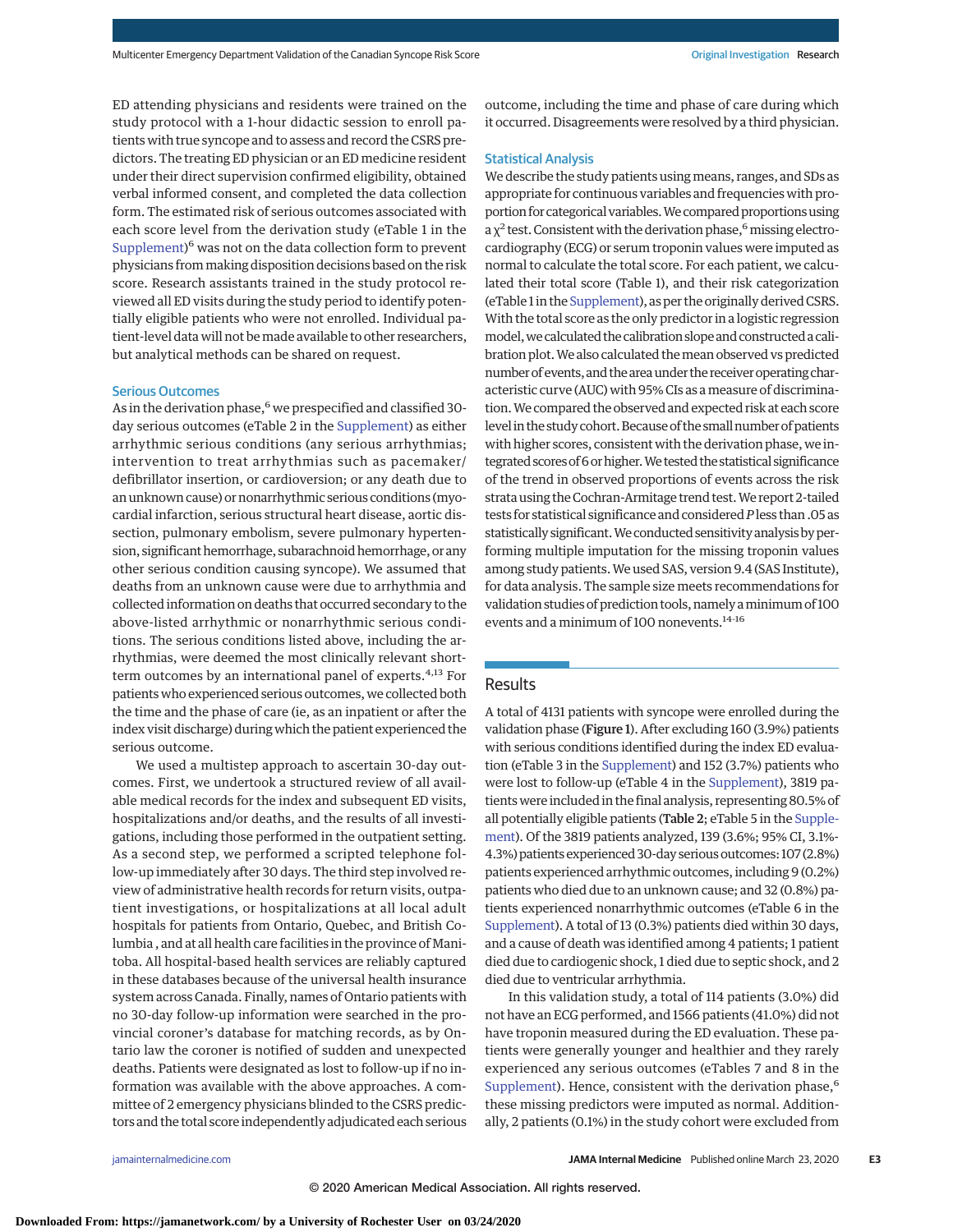ED attending physicians and residents were trained on the study protocol with a 1-hour didactic session to enroll patients with true syncope and to assess and record the CSRS predictors. The treating ED physician or an ED medicine resident under their direct supervision confirmed eligibility, obtained verbal informed consent, and completed the data collection form. The estimated risk of serious outcomes associated with each score level from the derivation study (eTable 1 in the Supplement)[6] was not on the data collection form to prevent physicians from making disposition decisions based on the risk score. Research assistants trained in the study protocol reviewed all ED visits during the study period to identify potentially eligible patients who were not enrolled. Individual patient-level data will not be made available to other researchers, but analytical methods can be shared on request.

### Serious Outcomes

As in the derivation phase,[6] we prespecified and classified 30-day serious outcomes (eTable 2 in the Supplement) as either arrhythmic serious conditions (any serious arrhythmias; intervention to treat arrhythmias such as pacemaker/defibrillator insertion, or cardioversion; or any death due to an unknown cause) or nonarrhythmic serious conditions (myocardial infarction, serious structural heart disease, aortic dissection, pulmonary embolism, severe pulmonary hypertension, significant hemorrhage, subarachnoid hemorrhage, or any other serious condition causing syncope). We assumed that deaths from an unknown cause were due to arrhythmia and collected information on deaths that occurred secondary to the above-listed arrhythmic or nonarrhythmic serious conditions. The serious conditions listed above, including the arrhythmias, were deemed the most clinically relevant short-term outcomes by an international panel of experts.[4,13] For patients who experienced serious outcomes, we collected both the time and the phase of care (ie, as an inpatient or after the index visit discharge) during which the patient experienced the serious outcome.

We used a multistep approach to ascertain 30-day outcomes. First, we undertook a structured review of all available medical records for the index and subsequent ED visits, hospitalizations and/or deaths, and the results of all investigations, including those performed in the outpatient setting. As a second step, we performed a scripted telephone follow-up immediately after 30 days. The third step involved review of administrative health records for return visits, outpatient investigations, or hospitalizations at all local adult hospitals for patients from Ontario, Quebec, and British Columbia , and at all health care facilities in the province of Manitoba. All hospital-based health services are reliably captured in these databases because of the universal health insurance system across Canada. Finally, names of Ontario patients with no 30-day follow-up information were searched in the provincial coroner's database for matching records, as by Ontario law the coroner is notified of sudden and unexpected deaths. Patients were designated as lost to follow-up if no information was available with the above approaches. A committee of 2 emergency physicians blinded to the CSRS predictors and the total score independently adjudicated each serious outcome, including the time and phase of care during which it occurred. Disagreements were resolved by a third physician.

### Statistical Analysis

We describe the study patients using means, ranges, and SDs as appropriate for continuous variables and frequencies with proportion for categorical variables. We compared proportions using a $\chi^2$ test. Consistent with the derivation phase,[6] missing electrocardiography (ECG) or serum troponin values were imputed as normal to calculate the total score. For each patient, we calculated their total score (Table 1), and their risk categorization (eTable 1 in the Supplement), as per the originally derived CSRS. With the total score as the only predictor in a logistic regression model, we calculated the calibration slope and constructed a calibration plot. We also calculated the mean observed vs predicted number of events, and the area under the receiver operating characteristic curve (AUC) with 95% CIs as a measure of discrimination. We compared the observed and expected risk at each score level in the study cohort. Because of the small number of patients with higher scores, consistent with the derivation phase, we integrated scores of 6 or higher. We tested the statistical significance of the trend in observed proportions of events across the risk strata using the Cochran-Armitage trend test. We report 2-tailed tests for statistical significance and considered *P* less than .05 as statistically significant. We conducted sensitivity analysis by performing multiple imputation for the missing troponin values among study patients. We used SAS, version 9.4 (SAS Institute), for data analysis. The sample size meets recommendations for validation studies of prediction tools, namely a minimum of 100 events and a minimum of 100 nonevents.[14-16]

## Results

A total of 4131 patients with syncope were enrolled during the validation phase (**Figure 1**). After excluding 160 (3.9%) patients with serious conditions identified during the index ED evaluation (eTable 3 in the Supplement) and 152 (3.7%) patients who were lost to follow-up (eTable 4 in the Supplement), 3819 patients were included in the final analysis, representing 80.5% of all potentially eligible patients (**Table 2**; eTable 5 in the Supplement). Of the 3819 patients analyzed, 139 (3.6%; 95% CI, 3.1%-4.3%) patients experienced 30-day serious outcomes: 107 (2.8%) patients experienced arrhythmic outcomes, including 9 (0.2%) patients who died due to an unknown cause; and 32 (0.8%) patients experienced nonarrhythmic outcomes (eTable 6 in the Supplement). A total of 13 (0.3%) patients died within 30 days, and a cause of death was identified among 4 patients; 1 patient died due to cardiogenic shock, 1 died due to septic shock, and 2 died due to ventricular arrhythmia.

In this validation study, a total of 114 patients (3.0%) did not have an ECG performed, and 1566 patients (41.0%) did not have troponin measured during the ED evaluation. These patients were generally younger and healthier and they rarely experienced any serious outcomes (eTables 7 and 8 in the Supplement). Hence, consistent with the derivation phase,[6] these missing predictors were imputed as normal. Additionally, 2 patients (0.1%) in the study cohort were excluded from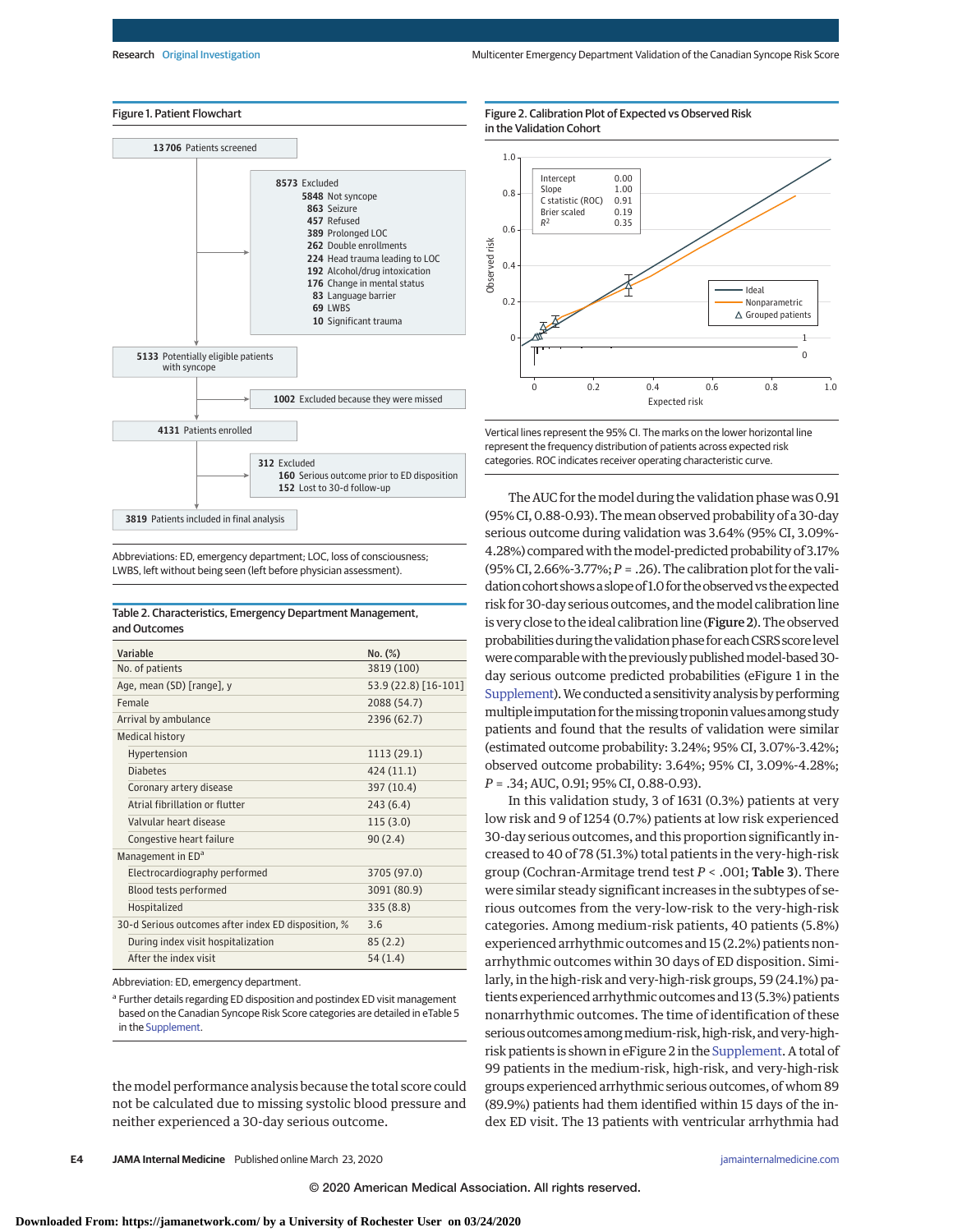**Figure 1. Patient Flowchart**

13706 Patients screened

8573 Excluded
- 5848 Not syncope
- 863 Seizure
- 457 Refused
- 389 Prolonged LOC
- 262 Double enrollments
- 224 Head trauma leading to LOC
- 192 Alcohol/drug intoxication
- 176 Change in mental status
- 83 Language barrier
- 69 LWBS
- 10 Significant trauma

5133 Potentially eligible patients with syncope

1002 Excluded because they were missed

4131 Patients enrolled

312 Excluded
- 160 Serious outcome prior to ED disposition
- 152 Lost to 30-d follow-up

3819 Patients included in final analysis

Abbreviations: ED, emergency department; LOC, loss of consciousness; LWBS, left without being seen (left before physician assessment).

**Table 2. Characteristics, Emergency Department Management, and Outcomes**

| Variable | No. (%) |
|---|---|
| No. of patients | 3819 (100) |
| Age, mean (SD) [range], y | 53.9 (22.8) [16-101] |
| Female | 2088 (54.7) |
| Arrival by ambulance | 2396 (62.7) |
| Medical history | |
| Hypertension | 1113 (29.1) |
| Diabetes | 424 (11.1) |
| Coronary artery disease | 397 (10.4) |
| Atrial fibrillation or flutter | 243 (6.4) |
| Valvular heart disease | 115 (3.0) |
| Congestive heart failure | 90 (2.4) |
| Management in ED[a] | |
| Electrocardiography performed | 3705 (97.0) |
| Blood tests performed | 3091 (80.9) |
| Hospitalized | 335 (8.8) |
| 30-d Serious outcomes after index ED disposition, % | 3.6 |
| During index visit hospitalization | 85 (2.2) |
| After the index visit | 54 (1.4) |

Abbreviation: ED, emergency department.

[a] Further details regarding ED disposition and postindex ED visit management based on the Canadian Syncope Risk Score categories are detailed in eTable 5 in the Supplement.

the model performance analysis because the total score could not be calculated due to missing systolic blood pressure and neither experienced a 30-day serious outcome.

**Figure 2. Calibration Plot of Expected vs Observed Risk in the Validation Cohort**

| | |
|---|---|
| Intercept | 0.00 |
| Slope | 1.00 |
| C statistic (ROC) | 0.91 |
| Brier scaled | 0.19 |
| $R^2$ | 0.35 |

Vertical lines represent the 95% CI. The marks on the lower horizontal line represent the frequency distribution of patients across expected risk categories. ROC indicates receiver operating characteristic curve.

The AUC for the model during the validation phase was 0.91 (95% CI, 0.88-0.93). The mean observed probability of a 30-day serious outcome during validation was 3.64% (95% CI, 3.09%-4.28%) compared with the model-predicted probability of 3.17% (95% CI, 2.66%-3.77%; $P = .26$). The calibration plot for the validation cohort shows a slope of 1.0 for the observed vs the expected risk for 30-day serious outcomes, and the model calibration line is very close to the ideal calibration line (Figure 2). The observed probabilities during the validation phase for each CSRS score level were comparable with the previously published model-based 30-day serious outcome predicted probabilities (eFigure 1 in the Supplement). We conducted a sensitivity analysis by performing multiple imputation for the missing troponin values among study patients and found that the results of validation were similar (estimated outcome probability: 3.24%; 95% CI, 3.07%-3.42%; observed outcome probability: 3.64%; 95% CI, 3.09%-4.28%; $P = .34$; AUC, 0.91; 95% CI, 0.88-0.93).

In this validation study, 3 of 1631 (0.3%) patients at very low risk and 9 of 1254 (0.7%) patients at low risk experienced 30-day serious outcomes, and this proportion significantly increased to 40 of 78 (51.3%) total patients in the very-high-risk group (Cochran-Armitage trend test $P < .001$; Table 3). There were similar steady significant increases in the subtypes of serious outcomes from the very-low-risk to the very-high-risk categories. Among medium-risk patients, 40 patients (5.8%) experienced arrhythmic outcomes and 15 (2.2%) patients nonarrhythmic outcomes within 30 days of ED disposition. Similarly, in the high-risk and very-high-risk groups, 59 (24.1%) patients experienced arrhythmic outcomes and 13 (5.3%) patients nonarrhythmic outcomes. The time of identification of these serious outcomes among medium-risk, high-risk, and very-high-risk patients is shown in eFigure 2 in the Supplement. A total of 99 patients in the medium-risk, high-risk, and very-high-risk groups experienced arrhythmic serious outcomes, of whom 89 (89.9%) patients had them identified within 15 days of the index ED visit. The 13 patients with ventricular arrhythmia had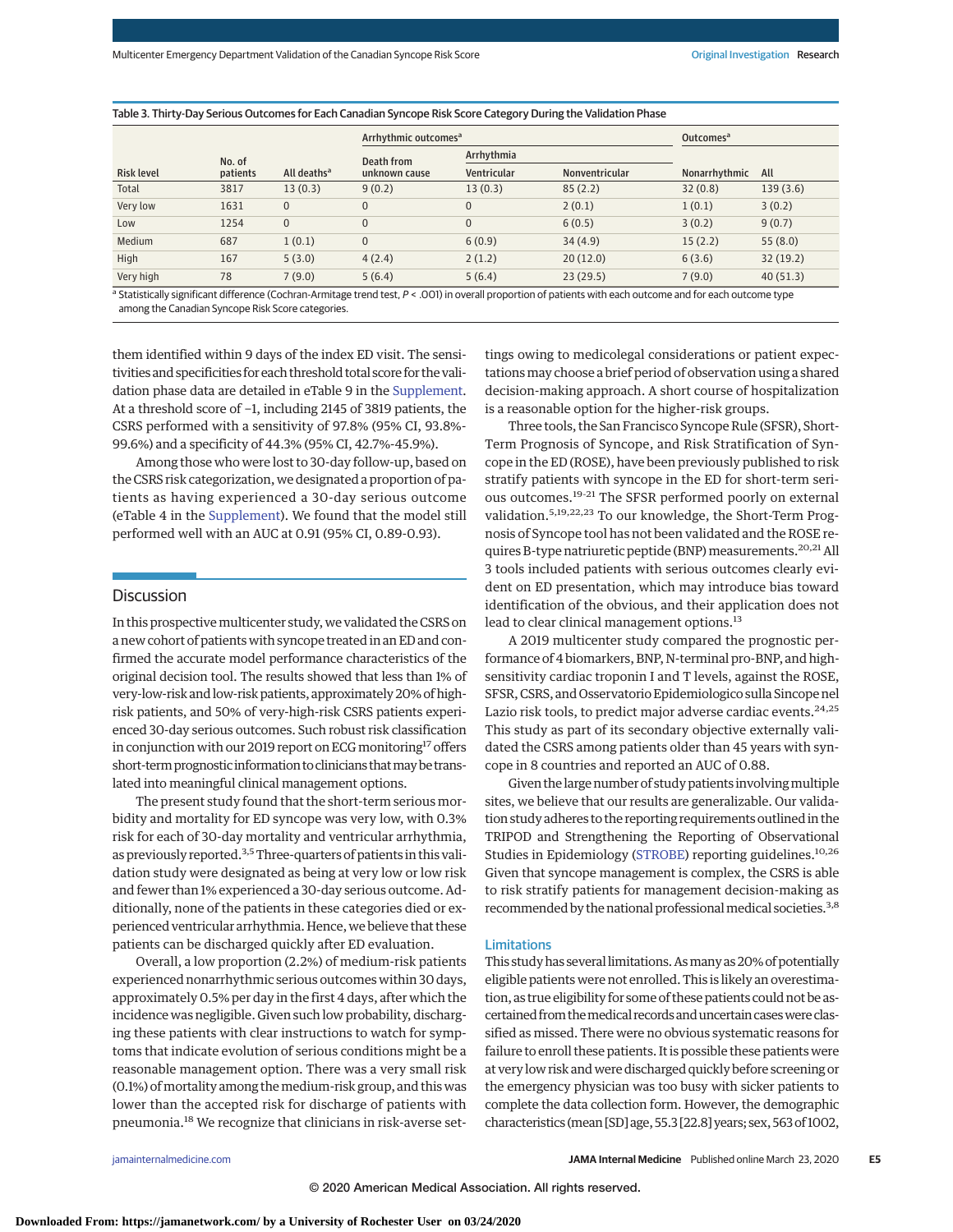Table 3. Thirty-Day Serious Outcomes for Each Canadian Syncope Risk Score Category During the Validation Phase

| Risk level | No. of patients | All deaths[a] | Arrhythmic outcomes[a] | | | Outcomes[a] | |
|---|---|---|---|---|---|---|---|
| | | | Death from unknown cause | Arrhythmia | | | |
| | | | | Ventricular | Nonventricular | Nonarrhythmic | All |
| Total | 3817 | 13 (0.3) | 9 (0.2) | 13 (0.3) | 85 (2.2) | 32 (0.8) | 139 (3.6) |
| Very low | 1631 | 0 | 0 | 0 | 2 (0.1) | 1 (0.1) | 3 (0.2) |
| Low | 1254 | 0 | 0 | 0 | 6 (0.5) | 3 (0.2) | 9 (0.7) |
| Medium | 687 | 1 (0.1) | 0 | 6 (0.9) | 34 (4.9) | 15 (2.2) | 55 (8.0) |
| High | 167 | 5 (3.0) | 4 (2.4) | 2 (1.2) | 20 (12.0) | 6 (3.6) | 32 (19.2) |
| Very high | 78 | 7 (9.0) | 5 (6.4) | 5 (6.4) | 23 (29.5) | 7 (9.0) | 40 (51.3) |

[a] Statistically significant difference (Cochran-Armitage trend test, $P < .001$) in overall proportion of patients with each outcome and for each outcome type among the Canadian Syncope Risk Score categories.

them identified within 9 days of the index ED visit. The sensitivities and specificities for each threshold total score for the validation phase data are detailed in eTable 9 in the Supplement. At a threshold score of −1, including 2145 of 3819 patients, the CSRS performed with a sensitivity of 97.8% (95% CI, 93.8%-99.6%) and a specificity of 44.3% (95% CI, 42.7%-45.9%).

Among those who were lost to 30-day follow-up, based on the CSRS risk categorization, we designated a proportion of patients as having experienced a 30-day serious outcome (eTable 4 in the Supplement). We found that the model still performed well with an AUC at 0.91 (95% CI, 0.89-0.93).

## Discussion

In this prospective multicenter study, we validated the CSRS on a new cohort of patients with syncope treated in an ED and confirmed the accurate model performance characteristics of the original decision tool. The results showed that less than 1% of very-low-risk and low-risk patients, approximately 20% of high-risk patients, and 50% of very-high-risk CSRS patients experienced 30-day serious outcomes. Such robust risk classification in conjunction with our 2019 report on ECG monitoring[17] offers short-term prognostic information to clinicians that may be translated into meaningful clinical management options.

The present study found that the short-term serious morbidity and mortality for ED syncope was very low, with 0.3% risk for each of 30-day mortality and ventricular arrhythmia, as previously reported.[3,5] Three-quarters of patients in this validation study were designated as being at very low or low risk and fewer than 1% experienced a 30-day serious outcome. Additionally, none of the patients in these categories died or experienced ventricular arrhythmia. Hence, we believe that these patients can be discharged quickly after ED evaluation.

Overall, a low proportion (2.2%) of medium-risk patients experienced nonarrhythmic serious outcomes within 30 days, approximately 0.5% per day in the first 4 days, after which the incidence was negligible. Given such low probability, discharging these patients with clear instructions to watch for symptoms that indicate evolution of serious conditions might be a reasonable management option. There was a very small risk (0.1%) of mortality among the medium-risk group, and this was lower than the accepted risk for discharge of patients with pneumonia.[18] We recognize that clinicians in risk-averse settings owing to medicolegal considerations or patient expectations may choose a brief period of observation using a shared decision-making approach. A short course of hospitalization is a reasonable option for the higher-risk groups.

Three tools, the San Francisco Syncope Rule (SFSR), Short-Term Prognosis of Syncope, and Risk Stratification of Syncope in the ED (ROSE), have been previously published to risk stratify patients with syncope in the ED for short-term serious outcomes.[19-21] The SFSR performed poorly on external validation.[5,19,22,23] To our knowledge, the Short-Term Prognosis of Syncope tool has not been validated and the ROSE requires B-type natriuretic peptide (BNP) measurements.[20,21] All 3 tools included patients with serious outcomes clearly evident on ED presentation, which may introduce bias toward identification of the obvious, and their application does not lead to clear clinical management options.[13]

A 2019 multicenter study compared the prognostic performance of 4 biomarkers, BNP, N-terminal pro-BNP, and high-sensitivity cardiac troponin I and T levels, against the ROSE, SFSR, CSRS, and Osservatorio Epidemiologico sulla Sincope nel Lazio risk tools, to predict major adverse cardiac events.[24,25] This study as part of its secondary objective externally validated the CSRS among patients older than 45 years with syncope in 8 countries and reported an AUC of 0.88.

Given the large number of study patients involving multiple sites, we believe that our results are generalizable. Our validation study adheres to the reporting requirements outlined in the TRIPOD and Strengthening the Reporting of Observational Studies in Epidemiology (STROBE) reporting guidelines.[10,26] Given that syncope management is complex, the CSRS is able to risk stratify patients for management decision-making as recommended by the national professional medical societies.[3,8]

### Limitations

This study has several limitations. As many as 20% of potentially eligible patients were not enrolled. This is likely an overestimation, as true eligibility for some of these patients could not be ascertained from the medical records and uncertain cases were classified as missed. There were no obvious systematic reasons for failure to enroll these patients. It is possible these patients were at very low risk and were discharged quickly before screening or the emergency physician was too busy with sicker patients to complete the data collection form. However, the demographic characteristics (mean [SD] age, 55.3 [22.8] years; sex, 563 of 1002,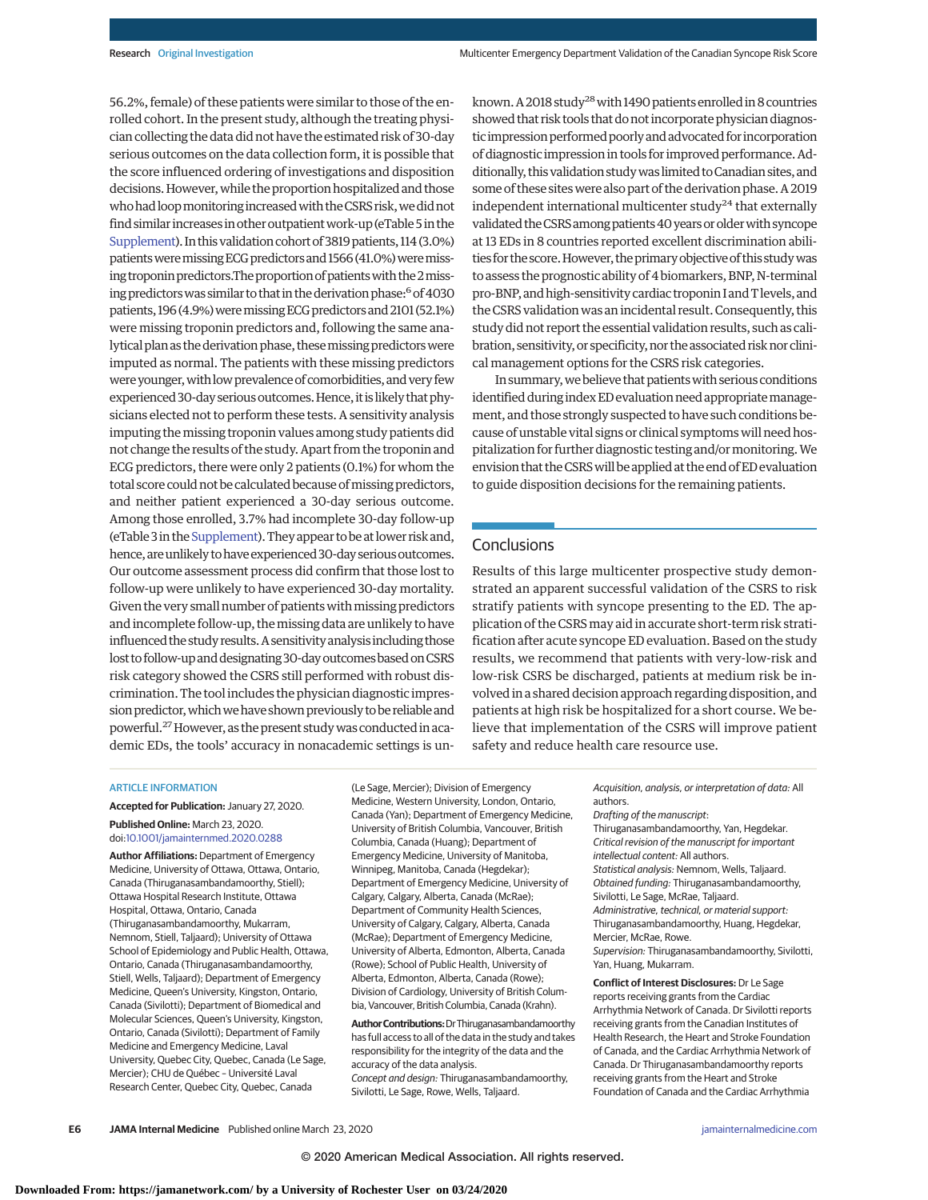56.2%, female) of these patients were similar to those of the enrolled cohort. In the present study, although the treating physician collecting the data did not have the estimated risk of 30-day serious outcomes on the data collection form, it is possible that the score influenced ordering of investigations and disposition decisions. However, while the proportion hospitalized and those who had loop monitoring increased with the CSRS risk, we did not find similar increases in other outpatient work-up (eTable 5 in the Supplement). In this validation cohort of 3819 patients, 114 (3.0%) patients were missing ECG predictors and 1566 (41.0%) were missing troponin predictors. The proportion of patients with the 2 missing predictors was similar to that in the derivation phase:[6] of 4030 patients, 196 (4.9%) were missing ECG predictors and 2101 (52.1%) were missing troponin predictors and, following the same analytical plan as the derivation phase, these missing predictors were imputed as normal. The patients with these missing predictors were younger, with low prevalence of comorbidities, and very few experienced 30-day serious outcomes. Hence, it is likely that physicians elected not to perform these tests. A sensitivity analysis imputing the missing troponin values among study patients did not change the results of the study. Apart from the troponin and ECG predictors, there were only 2 patients (0.1%) for whom the total score could not be calculated because of missing predictors, and neither patient experienced a 30-day serious outcome. Among those enrolled, 3.7% had incomplete 30-day follow-up (eTable 3 in the Supplement). They appear to be at lower risk and, hence, are unlikely to have experienced 30-day serious outcomes. Our outcome assessment process did confirm that those lost to follow-up were unlikely to have experienced 30-day mortality. Given the very small number of patients with missing predictors and incomplete follow-up, the missing data are unlikely to have influenced the study results. A sensitivity analysis including those lost to follow-up and designating 30-day outcomes based on CSRS risk category showed the CSRS still performed with robust discrimination. The tool includes the physician diagnostic impression predictor, which we have shown previously to be reliable and powerful.[27] However, as the present study was conducted in academic EDs, the tools' accuracy in nonacademic settings is unknown. A 2018 study[28] with 1490 patients enrolled in 8 countries showed that risk tools that do not incorporate physician diagnostic impression performed poorly and advocated for incorporation of diagnostic impression in tools for improved performance. Additionally, this validation study was limited to Canadian sites, and some of these sites were also part of the derivation phase. A 2019 independent international multicenter study[24] that externally validated the CSRS among patients 40 years or older with syncope at 13 EDs in 8 countries reported excellent discrimination abilities for the score. However, the primary objective of this study was to assess the prognostic ability of 4 biomarkers, BNP, N-terminal pro-BNP, and high-sensitivity cardiac troponin I and T levels, and the CSRS validation was an incidental result. Consequently, this study did not report the essential validation results, such as calibration, sensitivity, or specificity, nor the associated risk nor clinical management options for the CSRS risk categories.

In summary, we believe that patients with serious conditions identified during index ED evaluation need appropriate management, and those strongly suspected to have such conditions because of unstable vital signs or clinical symptoms will need hospitalization for further diagnostic testing and/or monitoring. We envision that the CSRS will be applied at the end of ED evaluation to guide disposition decisions for the remaining patients.

## Conclusions

Results of this large multicenter prospective study demonstrated an apparent successful validation of the CSRS to risk stratify patients with syncope presenting to the ED. The application of the CSRS may aid in accurate short-term risk stratification after acute syncope ED evaluation. Based on the study results, we recommend that patients with very-low-risk and low-risk CSRS be discharged, patients at medium risk be involved in a shared decision approach regarding disposition, and patients at high risk be hospitalized for a short course. We believe that implementation of the CSRS will improve patient safety and reduce health care resource use.

### ARTICLE INFORMATION

**Accepted for Publication:** January 27, 2020.

**Published Online:** March 23, 2020. doi:10.1001/jamainternmed.2020.0288

**Author Affiliations:** Department of Emergency Medicine, University of Ottawa, Ottawa, Ontario, Canada (Thiruganasambandamoorthy, Stiell); Ottawa Hospital Research Institute, Ottawa Hospital, Ottawa, Ontario, Canada (Thiruganasambandamoorthy, Mukarram, Nemnom, Stiell, Taljaard); University of Ottawa School of Epidemiology and Public Health, Ottawa, Ontario, Canada (Thiruganasambandamoorthy, Stiell, Wells, Taljaard); Department of Emergency Medicine, Queen's University, Kingston, Ontario, Canada (Sivilotti); Department of Biomedical and Molecular Sciences, Queen's University, Kingston, Ontario, Canada (Sivilotti); Department of Family Medicine and Emergency Medicine, Laval University, Quebec City, Quebec, Canada (Le Sage, Mercier); CHU de Québec – Université Laval Research Center, Quebec City, Quebec, Canada (Le Sage, Mercier); Division of Emergency Medicine, Western University, London, Ontario, Canada (Yan); Department of Emergency Medicine, University of British Columbia, Vancouver, British Columbia, Canada (Huang); Department of Emergency Medicine, University of Manitoba, Winnipeg, Manitoba, Canada (Hegdekar); Department of Emergency Medicine, University of Calgary, Calgary, Alberta, Canada (McRae); Department of Community Health Sciences, University of Calgary, Calgary, Alberta, Canada (McRae); Department of Emergency Medicine, University of Alberta, Edmonton, Alberta, Canada (Rowe); School of Public Health, University of Alberta, Edmonton, Alberta, Canada (Rowe); Division of Cardiology, University of British Columbia, Vancouver, British Columbia, Canada (Krahn).

**Author Contributions:** Dr Thiruganasambandamoorthy has full access to all of the data in the study and takes responsibility for the integrity of the data and the accuracy of the data analysis.
*Concept and design:* Thiruganasambandamoorthy, Sivilotti, Le Sage, Rowe, Wells, Taljaard.
*Acquisition, analysis, or interpretation of data:* All authors.
*Drafting of the manuscript:* Thiruganasambandamoorthy, Yan, Hegdekar.
*Critical revision of the manuscript for important intellectual content:* All authors.
*Statistical analysis:* Nemnom, Wells, Taljaard.
*Obtained funding:* Thiruganasambandamoorthy, Sivilotti, Le Sage, McRae, Taljaard.
*Administrative, technical, or material support:* Thiruganasambandamoorthy, Huang, Hegdekar, Mercier, McRae, Rowe.
*Supervision:* Thiruganasambandamoorthy, Sivilotti, Yan, Huang, Mukarram.

**Conflict of Interest Disclosures:** Dr Le Sage reports receiving grants from the Cardiac Arrhythmia Network of Canada. Dr Sivilotti reports receiving grants from the Canadian Institutes of Health Research, the Heart and Stroke Foundation of Canada, and the Cardiac Arrhythmia Network of Canada. Dr Thiruganasambandamoorthy reports receiving grants from the Heart and Stroke Foundation of Canada and the Cardiac Arrhythmia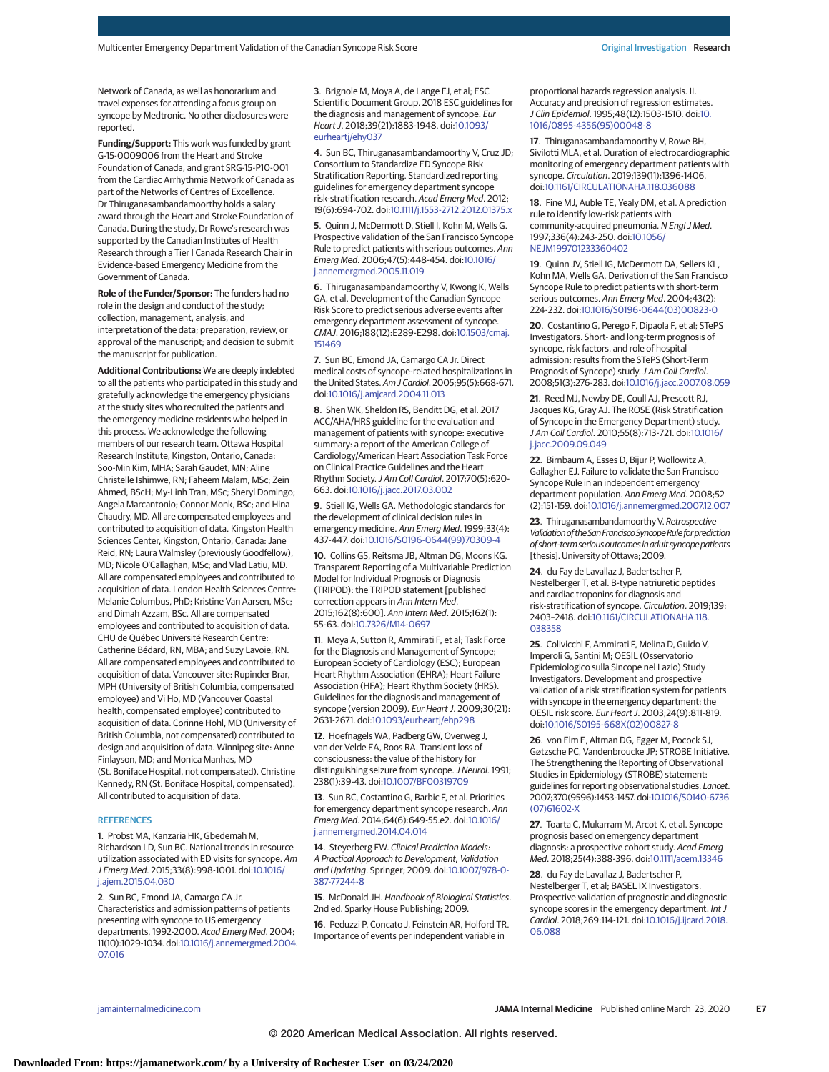Network of Canada, as well as honorarium and travel expenses for attending a focus group on syncope by Medtronic. No other disclosures were reported.

**Funding/Support:** This work was funded by grant G-15-0009006 from the Heart and Stroke Foundation of Canada, and grant SRG-15-P10-001 from the Cardiac Arrhythmia Network of Canada as part of the Networks of Centres of Excellence. Dr Thiruganasambandamoorthy holds a salary award through the Heart and Stroke Foundation of Canada. During the study, Dr Rowe's research was supported by the Canadian Institutes of Health Research through a Tier I Canada Research Chair in Evidence-based Emergency Medicine from the Government of Canada.

**Role of the Funder/Sponsor:** The funders had no role in the design and conduct of the study; collection, management, analysis, and interpretation of the data; preparation, review, or approval of the manuscript; and decision to submit the manuscript for publication.

**Additional Contributions:** We are deeply indebted to all the patients who participated in this study and gratefully acknowledge the emergency physicians at the study sites who recruited the patients and the emergency medicine residents who helped in this process. We acknowledge the following members of our research team. Ottawa Hospital Research Institute, Kingston, Ontario, Canada: Soo-Min Kim, MHA; Sarah Gaudet, MN; Aline Christelle Ishimwe, RN; Faheem Malam, MSc; Zein Ahmed, BScH; My-Linh Tran, MSc; Sheryl Domingo; Angela Marcantonio; Connor Monk, BSc; and Hina Chaudry, MD. All are compensated employees and contributed to acquisition of data. Kingston Health Sciences Center, Kingston, Ontario, Canada: Jane Reid, RN; Laura Walmsley (previously Goodfellow), MD; Nicole O'Callaghan, MSc; and Vlad Latiu, MD. All are compensated employees and contributed to acquisition of data. London Health Sciences Centre: Melanie Columbus, PhD; Kristine Van Aarsen, MSc; and Dimah Azzam, BSc. All are compensated employees and contributed to acquisition of data. CHU de Québec Université Research Centre: Catherine Bédard, RN, MBA; and Suzy Lavoie, RN. All are compensated employees and contributed to acquisition of data. Vancouver site: Rupinder Brar, MPH (University of British Columbia, compensated employee) and Vi Ho, MD (Vancouver Coastal health, compensated employee) contributed to acquisition of data. Corinne Hohl, MD (University of British Columbia, not compensated) contributed to design and acquisition of data. Winnipeg site: Anne Finlayson, MD; and Monica Manhas, MD (St. Boniface Hospital, not compensated). Christine Kennedy, RN (St. Boniface Hospital, compensated). All contributed to acquisition of data.

## REFERENCES

1. Probst MA, Kanzaria HK, Gbedemah M, Richardson LD, Sun BC. National trends in resource utilization associated with ED visits for syncope. *Am J Emerg Med*. 2015;33(8):998-1001. doi:10.1016/j.ajem.2015.04.030

2. Sun BC, Emond JA, Camargo CA Jr. Characteristics and admission patterns of patients presenting with syncope to US emergency departments, 1992-2000. *Acad Emerg Med*. 2004;11(10):1029-1034. doi:10.1016/j.annemergmed.2004.07.016

3. Brignole M, Moya A, de Lange FJ, et al; ESC Scientific Document Group. 2018 ESC guidelines for the diagnosis and management of syncope. *Eur Heart J*. 2018;39(21):1883-1948. doi:10.1093/eurheartj/ehy037

4. Sun BC, Thiruganasambandamoorthy V, Cruz JD; Consortium to Standardize ED Syncope Risk Stratification Reporting. Standardized reporting guidelines for emergency department syncope risk-stratification research. *Acad Emerg Med*. 2012;19(6):694-702. doi:10.1111/j.1553-2712.2012.01375.x

5. Quinn J, McDermott D, Stiell I, Kohn M, Wells G. Prospective validation of the San Francisco Syncope Rule to predict patients with serious outcomes. *Ann Emerg Med*. 2006;47(5):448-454. doi:10.1016/j.annemergmed.2005.11.019

6. Thiruganasambandamoorthy V, Kwong K, Wells GA, et al. Development of the Canadian Syncope Risk Score to predict serious adverse events after emergency department assessment of syncope. *CMAJ*. 2016;188(12):E289-E298. doi:10.1503/cmaj.151469

7. Sun BC, Emond JA, Camargo CA Jr. Direct medical costs of syncope-related hospitalizations in the United States. *Am J Cardiol*. 2005;95(5):668-671. doi:10.1016/j.amjcard.2004.11.013

8. Shen WK, Sheldon RS, Benditt DG, et al. 2017 ACC/AHA/HRS guideline for the evaluation and management of patients with syncope: executive summary: a report of the American College of Cardiology/American Heart Association Task Force on Clinical Practice Guidelines and the Heart Rhythm Society. *J Am Coll Cardiol*. 2017;70(5):620-663. doi:10.1016/j.jacc.2017.03.002

9. Stiell IG, Wells GA. Methodologic standards for the development of clinical decision rules in emergency medicine. *Ann Emerg Med*. 1999;33(4):437-447. doi:10.1016/S0196-0644(99)70309-4

10. Collins GS, Reitsma JB, Altman DG, Moons KG. Transparent Reporting of a Multivariable Prediction Model for Individual Prognosis or Diagnosis (TRIPOD): the TRIPOD statement [published correction appears in *Ann Intern Med*. 2015;162(8):600]. *Ann Intern Med*. 2015;162(1):55-63. doi:10.7326/M14-0697

11. Moya A, Sutton R, Ammirati F, et al; Task Force for the Diagnosis and Management of Syncope; European Society of Cardiology (ESC); European Heart Rhythm Association (EHRA); Heart Failure Association (HFA); Heart Rhythm Society (HRS). Guidelines for the diagnosis and management of syncope (version 2009). *Eur Heart J*. 2009;30(21):2631-2671. doi:10.1093/eurheartj/ehp298

12. Hoefnagels WA, Padberg GW, Overweg J, van der Velde EA, Roos RA. Transient loss of consciousness: the value of the history for distinguishing seizure from syncope. *J Neurol*. 1991;238(1):39-43. doi:10.1007/BF00319709

13. Sun BC, Costantino G, Barbic F, et al. Priorities for emergency department syncope research. *Ann Emerg Med*. 2014;64(6):649-55.e2. doi:10.1016/j.annemergmed.2014.04.014

14. Steyerberg EW. *Clinical Prediction Models: A Practical Approach to Development, Validation and Updating*. Springer; 2009. doi:10.1007/978-0-387-77244-8

15. McDonald JH. *Handbook of Biological Statistics*. 2nd ed. Sparky House Publishing; 2009.

16. Peduzzi P, Concato J, Feinstein AR, Holford TR. Importance of events per independent variable in proportional hazards regression analysis. II. Accuracy and precision of regression estimates. *J Clin Epidemiol*. 1995;48(12):1503-1510. doi:10.1016/0895-4356(95)00048-8

17. Thiruganasambandamoorthy V, Rowe BH, Sivilotti MLA, et al. Duration of electrocardiographic monitoring of emergency department patients with syncope. *Circulation*. 2019;139(11):1396-1406. doi:10.1161/CIRCULATIONAHA.118.036088

18. Fine MJ, Auble TE, Yealy DM, et al. A prediction rule to identify low-risk patients with community-acquired pneumonia. *N Engl J Med*. 1997;336(4):243-250. doi:10.1056/NEJM199701233360402

19. Quinn JV, Stiell IG, McDermott DA, Sellers KL, Kohn MA, Wells GA. Derivation of the San Francisco Syncope Rule to predict patients with short-term serious outcomes. *Ann Emerg Med*. 2004;43(2):224-232. doi:10.1016/S0196-0644(03)00823-0

20. Costantino G, Perego F, Dipaola F, et al; STePS Investigators. Short- and long-term prognosis of syncope, risk factors, and role of hospital admission: results from the STePS (Short-Term Prognosis of Syncope) study. *J Am Coll Cardiol*. 2008;51(3):276-283. doi:10.1016/j.jacc.2007.08.059

21. Reed MJ, Newby DE, Coull AJ, Prescott RJ, Jacques KG, Gray AJ. The ROSE (Risk Stratification of Syncope in the Emergency Department) study. *J Am Coll Cardiol*. 2010;55(8):713-721. doi:10.1016/j.jacc.2009.09.049

22. Birnbaum A, Esses D, Bijur P, Wollowitz A, Gallagher EJ. Failure to validate the San Francisco Syncope Rule in an independent emergency department population. *Ann Emerg Med*. 2008;52(2):151-159. doi:10.1016/j.annemergmed.2007.12.007

23. Thiruganasambandamoorthy V. *Retrospective Validation of the San Francisco Syncope Rule for prediction of short-term serious outcomes in adult syncope patients* [thesis]. University of Ottawa; 2009.

24. du Fay de Lavallaz J, Badertscher P, Nestelberger T, et al. B-type natriuretic peptides and cardiac troponins for diagnosis and risk-stratification of syncope. *Circulation*. 2019;139:2403–2418. doi:10.1161/CIRCULATIONAHA.118.038358

25. Colivicchi F, Ammirati F, Melina D, Guido V, Imperoli G, Santini M; OESIL (Osservatorio Epidemiologico sulla Sincope nel Lazio) Study Investigators. Development and prospective validation of a risk stratification system for patients with syncope in the emergency department: the OESIL risk score. *Eur Heart J*. 2003;24(9):811-819. doi:10.1016/S0195-668X(02)00827-8

26. von Elm E, Altman DG, Egger M, Pocock SJ, Gøtzsche PC, Vandenbroucke JP; STROBE Initiative. The Strengthening the Reporting of Observational Studies in Epidemiology (STROBE) statement: guidelines for reporting observational studies. *Lancet*. 2007;370(9596):1453-1457. doi:10.1016/S0140-6736(07)61602-X

27. Toarta C, Mukarram M, Arcot K, et al. Syncope prognosis based on emergency department diagnosis: a prospective cohort study. *Acad Emerg Med*. 2018;25(4):388-396. doi:10.1111/acem.13346

28. du Fay de Lavallaz J, Badertscher P, Nestelberger T, et al; BASEL IX Investigators. Prospective validation of prognostic and diagnostic syncope scores in the emergency department. *Int J Cardiol*. 2018;269:114-121. doi:10.1016/j.ijcard.2018.06.088